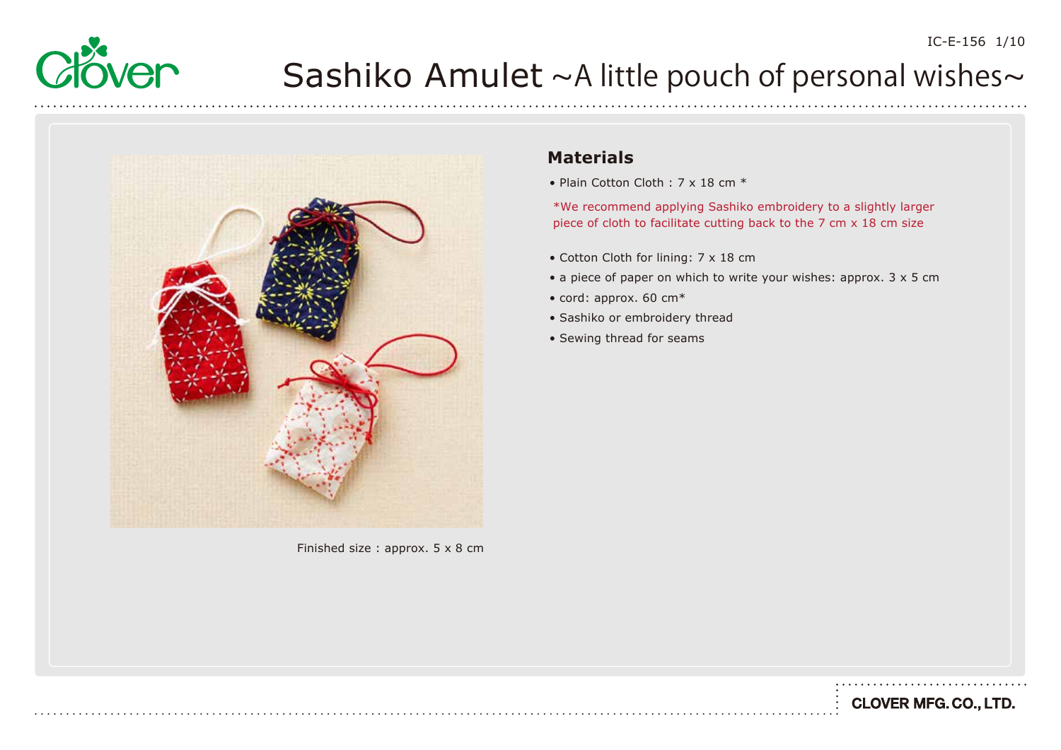# Sashiko Amulet ~A little pouch of personal wishes~

Finished size : approx. 5 x 8 cm

## Materials

- Plain Cotton Cloth : 7 x 18 cm *

*We recommend applying Sashiko embroidery to a slightly larger piece of cloth to facilitate cutting back to the 7 cm x 18 cm size

- Cotton Cloth for lining: 7 x 18 cm
- a piece of paper on which to write your wishes: approx. 3 x 5 cm
- cord: approx. 60 cm*
- Sashiko or embroidery thread
- Sewing thread for seams

CLOVER MFG. CO., LTD.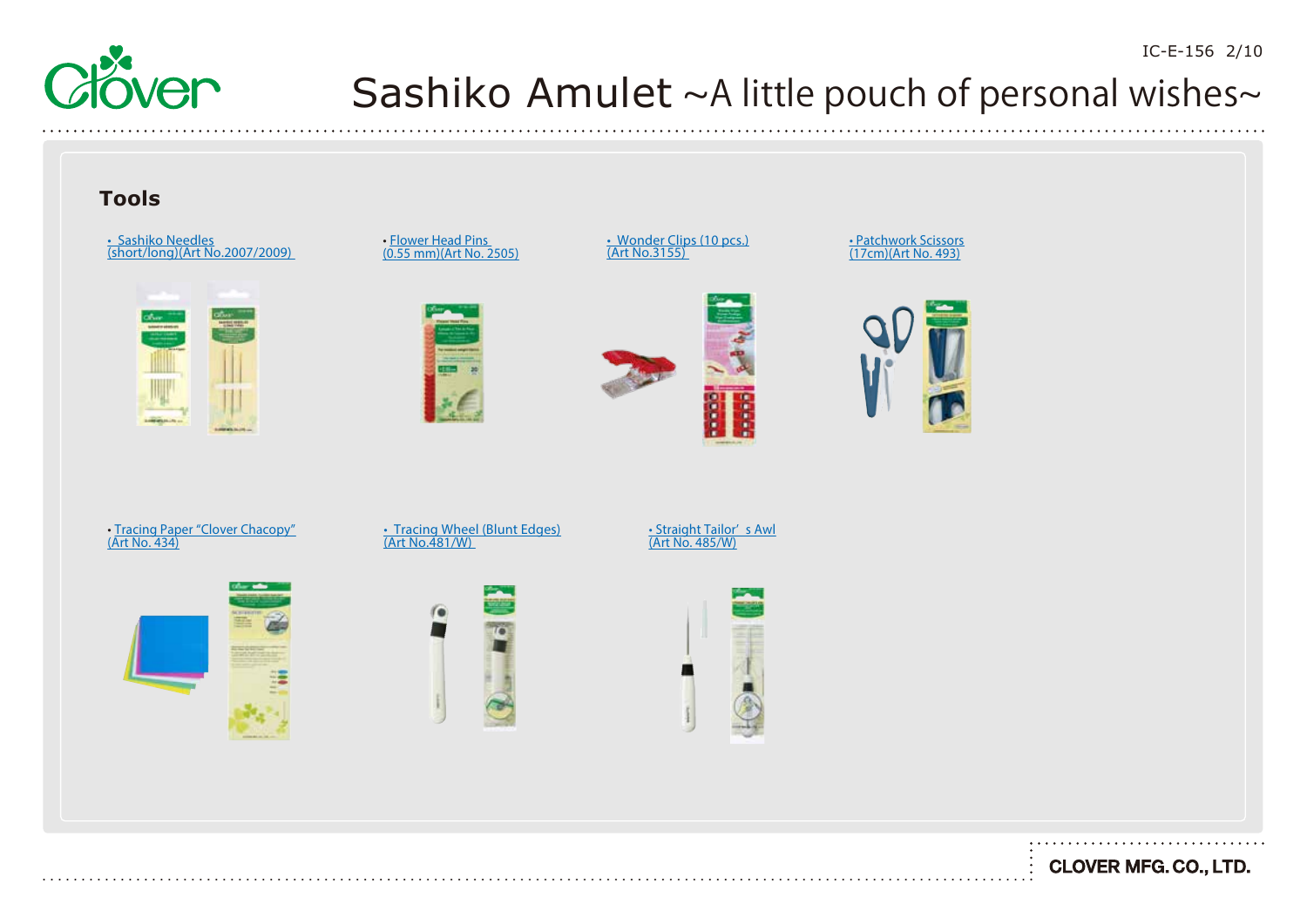# Sashiko Amulet ~A little pouch of personal wishes~

## Tools

- Sashiko Needles (short/long)(Art No.2007/2009)
- Flower Head Pins (0.55 mm)(Art No. 2505)
- Wonder Clips (10 pcs.) (Art No.3155)
- Patchwork Scissors (17cm)(Art No. 493)
- Tracing Paper "Clover Chacopy" (Art No. 434)
- Tracing Wheel (Blunt Edges) (Art No.481/W)
- Straight Tailor' s Awl (Art No. 485/W)

CLOVER MFG. CO., LTD.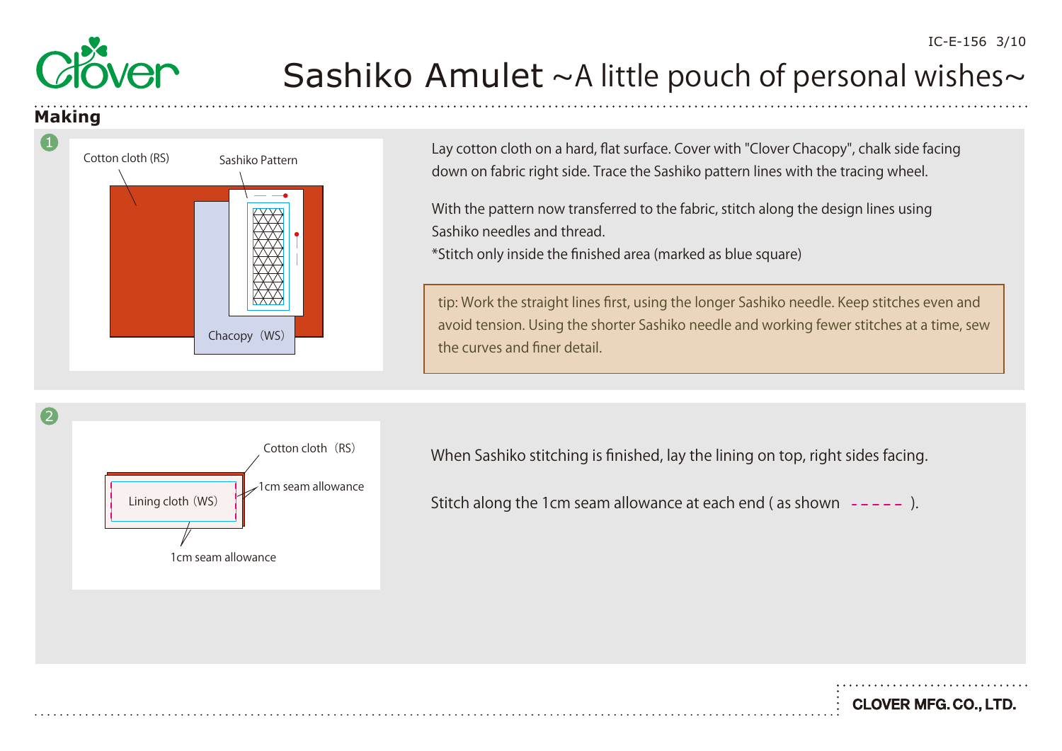# Sashiko Amulet ~A little pouch of personal wishes~

## Making

**1**

Cotton cloth (RS)

Sashiko Pattern

Chacopy（WS）

Lay cotton cloth on a hard, flat surface. Cover with "Clover Chacopy", chalk side facing down on fabric right side. Trace the Sashiko pattern lines with the tracing wheel.

With the pattern now transferred to the fabric, stitch along the design lines using Sashiko needles and thread.
*Stitch only inside the finished area (marked as blue square)

> tip: Work the straight lines first, using the longer Sashiko needle. Keep stitches even and avoid tension. Using the shorter Sashiko needle and working fewer stitches at a time, sew the curves and finer detail.

**2**

Cotton cloth（RS）

Lining cloth（WS）

1cm seam allowance

1cm seam allowance

When Sashiko stitching is finished, lay the lining on top, right sides facing.

Stitch along the 1cm seam allowance at each end ( as shown - - - - - ).

CLOVER MFG. CO., LTD.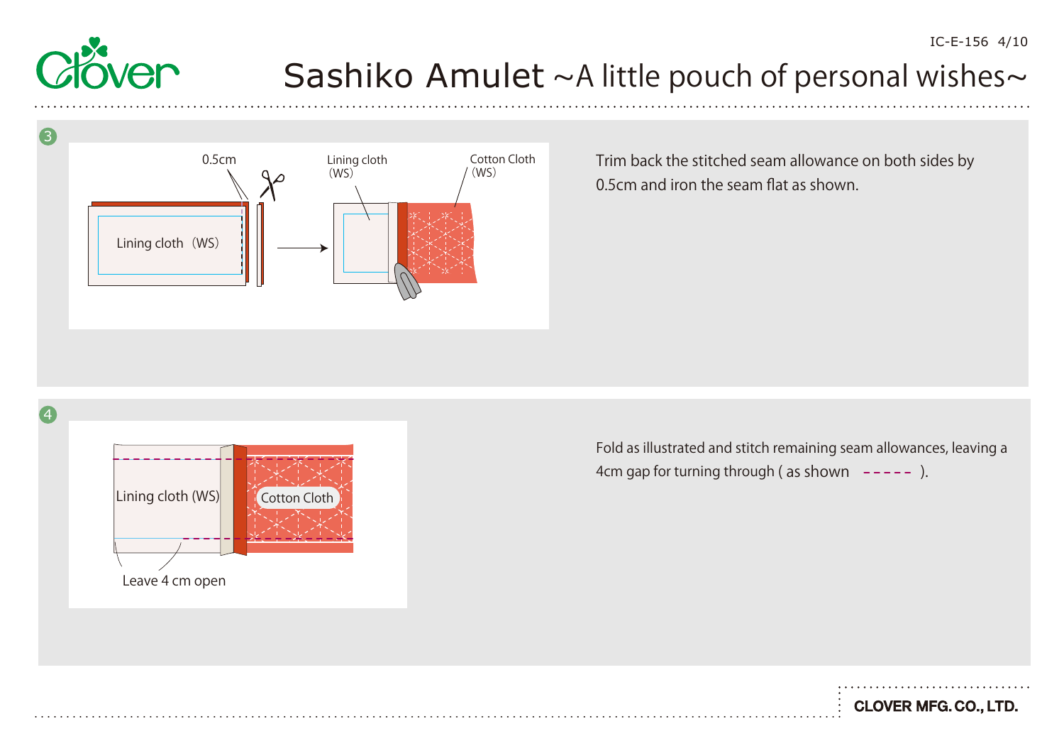# Sashiko Amulet ~A little pouch of personal wishes~

**3**

0.5cm

Lining cloth（WS）

Lining cloth（WS）

Cotton Cloth（WS）

Trim back the stitched seam allowance on both sides by 0.5cm and iron the seam flat as shown.

**4**

Lining cloth (WS)

Cotton Cloth

Leave 4 cm open

Fold as illustrated and stitch remaining seam allowances, leaving a 4cm gap for turning through ( as shown - - - - - ).

CLOVER MFG. CO., LTD.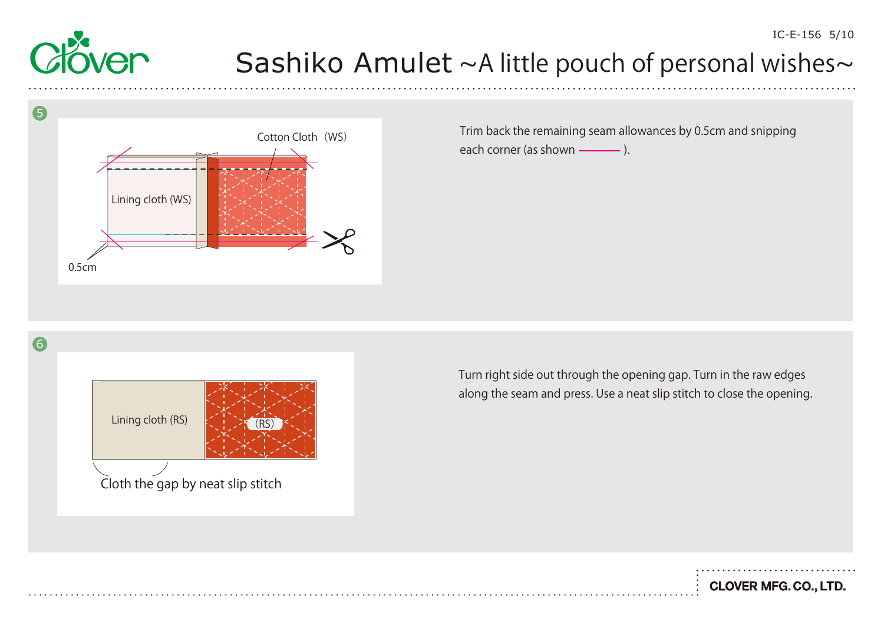# Sashiko Amulet ~A little pouch of personal wishes~

**5**

Cotton Cloth（WS）

Lining cloth (WS)

0.5cm

Trim back the remaining seam allowances by 0.5cm and snipping each corner (as shown ——— ).

**6**

Lining cloth (RS)

（RS）

Cloth the gap by neat slip stitch

Turn right side out through the opening gap. Turn in the raw edges along the seam and press. Use a neat slip stitch to close the opening.

CLOVER MFG. CO., LTD.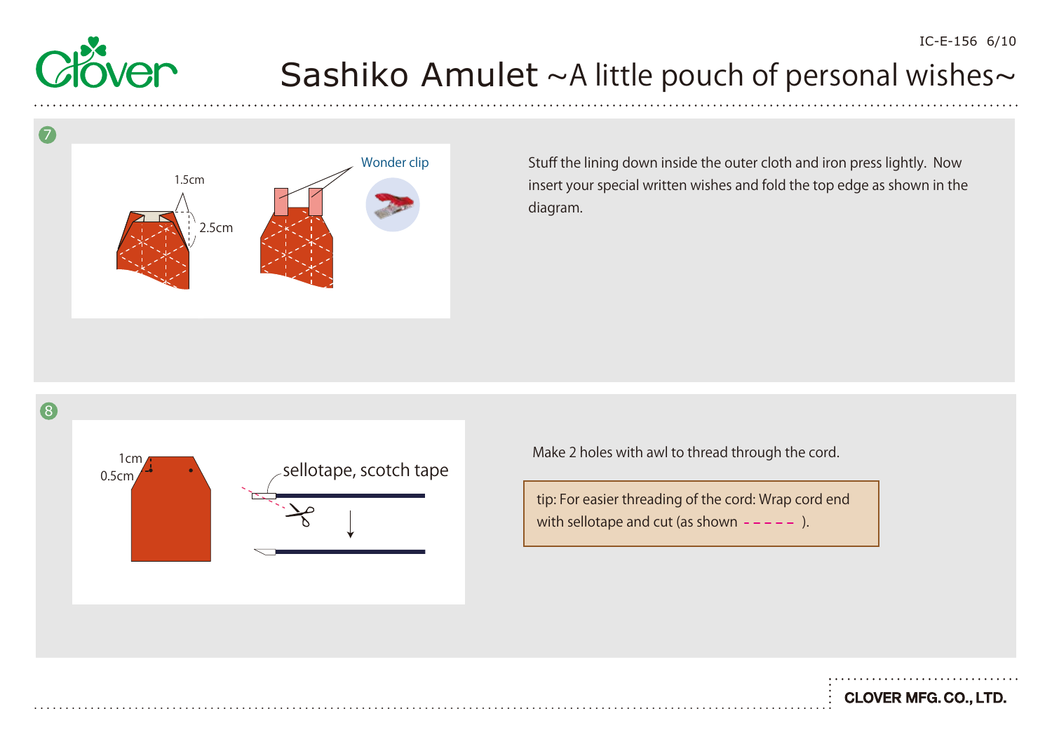# Sashiko Amulet ~A little pouch of personal wishes~

## 7

1.5cm

2.5cm

Wonder clip

Stuff the lining down inside the outer cloth and iron press lightly. Now insert your special written wishes and fold the top edge as shown in the diagram.

## 8

1cm

0.5cm

sellotape, scotch tape

Make 2 holes with awl to thread through the cord.

tip: For easier threading of the cord: Wrap cord end with sellotape and cut (as shown - - - - - ).

CLOVER MFG. CO., LTD.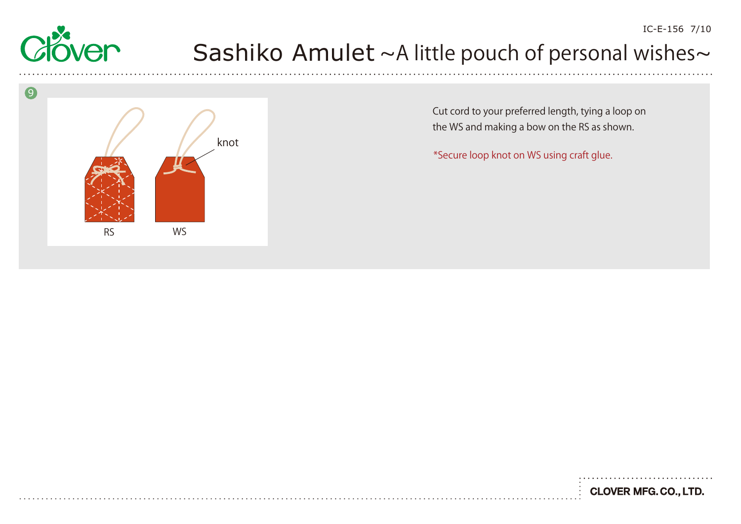# Sashiko Amulet ~A little pouch of personal wishes~

9

knot

RS WS

Cut cord to your preferred length, tying a loop on the WS and making a bow on the RS as shown.

*Secure loop knot on WS using craft glue.

CLOVER MFG. CO., LTD.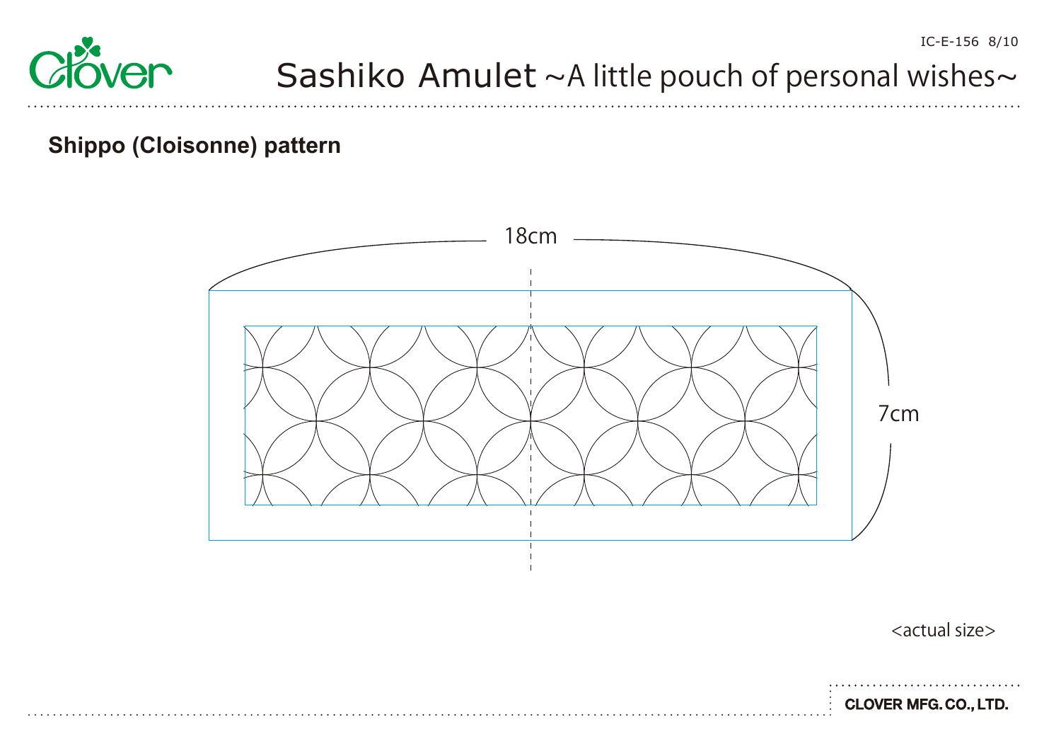## Shippo (Cloisonne) pattern

18cm

7cm

<actual size>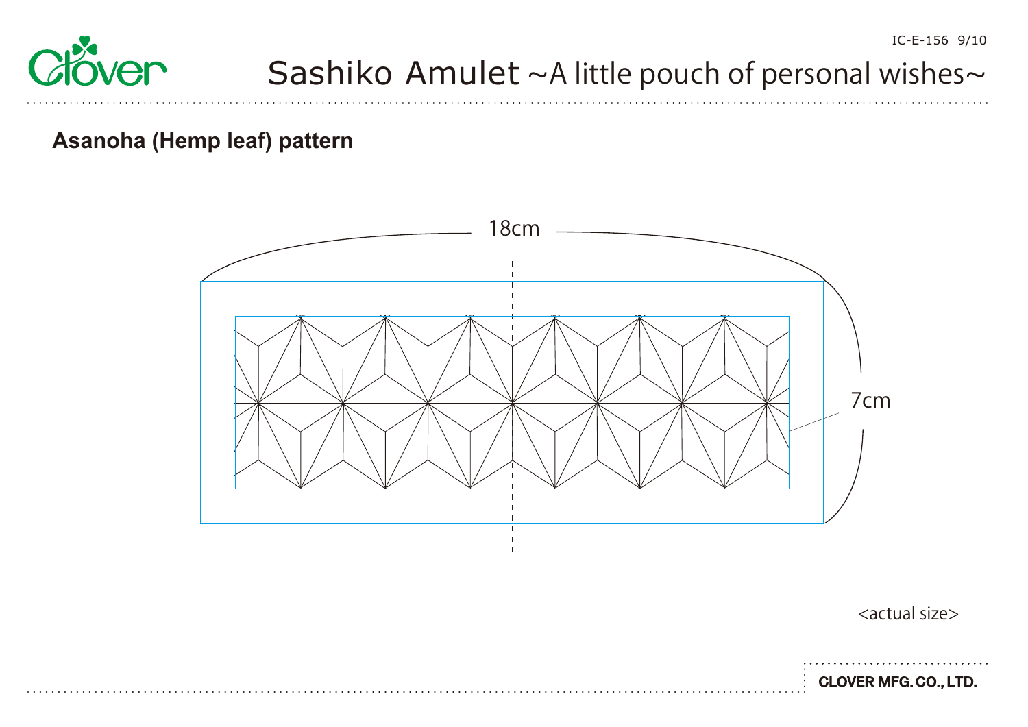# Sashiko Amulet ~A little pouch of personal wishes~

## Asanoha (Hemp leaf) pattern

18cm

7cm

<actual size>

CLOVER MFG. CO., LTD.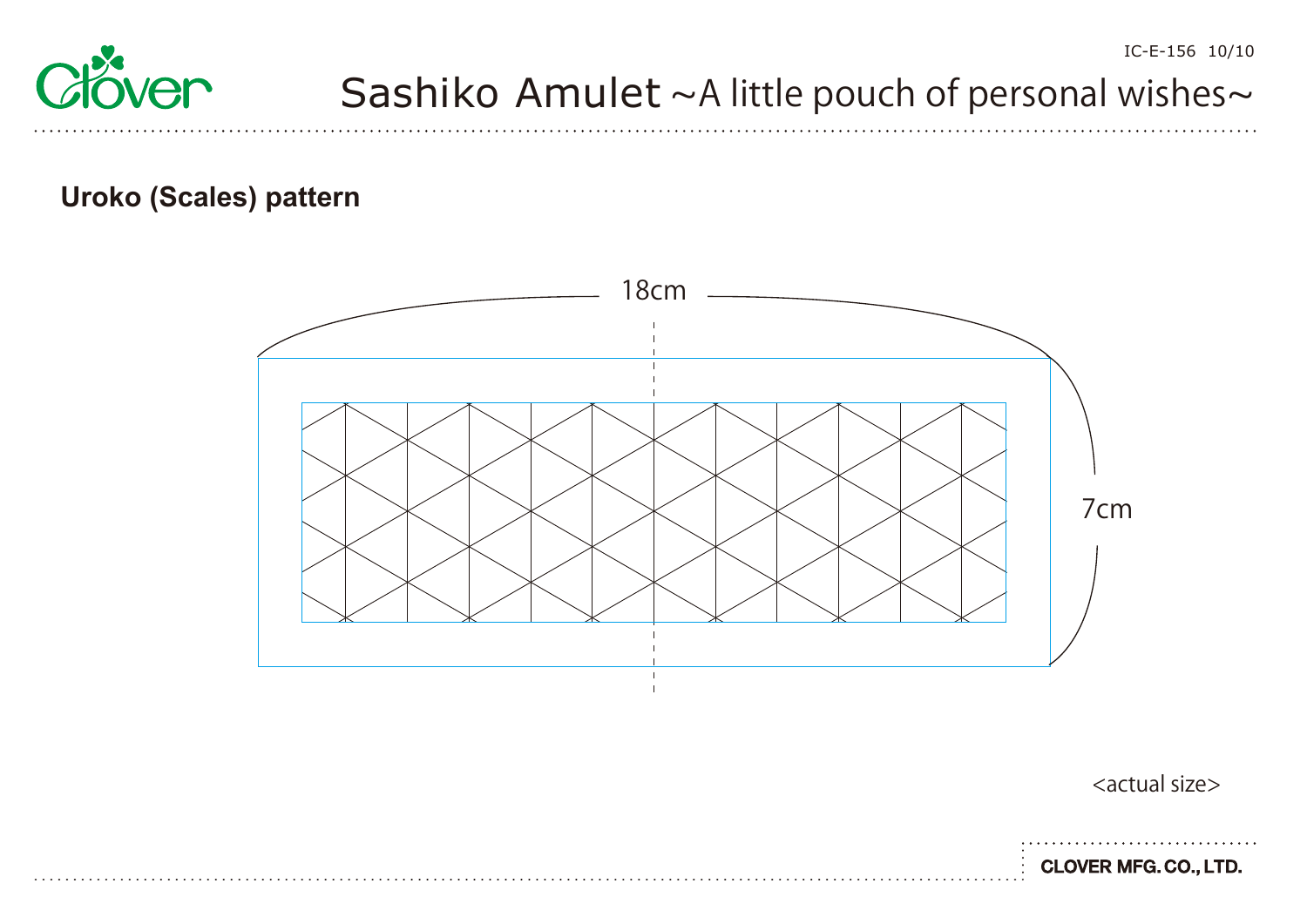# Sashiko Amulet ~A little pouch of personal wishes~

## Uroko (Scales) pattern

18cm

7cm

<actual size>

CLOVER MFG. CO., LTD.